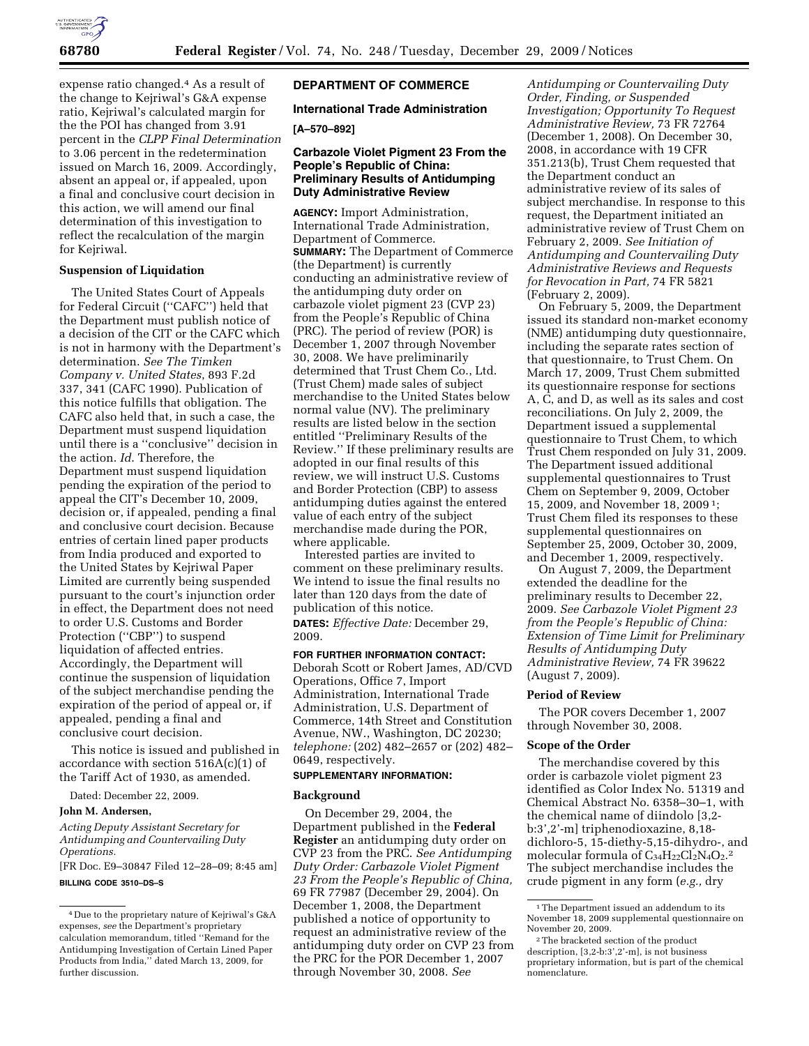expense ratio changed.[4] As a result of the change to Kejriwal's G&A expense ratio, Kejriwal's calculated margin for the the POI has changed from 3.91 percent in the *CLPP Final Determination* to 3.06 percent in the redetermination issued on March 16, 2009. Accordingly, absent an appeal or, if appealed, upon a final and conclusive court decision in this action, we will amend our final determination of this investigation to reflect the recalculation of the margin for Kejriwal.

**Suspension of Liquidation**

The United States Court of Appeals for Federal Circuit (''CAFC'') held that the Department must publish notice of a decision of the CIT or the CAFC which is not in harmony with the Department's determination. *See The Timken Company v. United States*, 893 F.2d 337, 341 (CAFC 1990). Publication of this notice fulfills that obligation. The CAFC also held that, in such a case, the Department must suspend liquidation until there is a ''conclusive'' decision in the action. *Id*. Therefore, the Department must suspend liquidation pending the expiration of the period to appeal the CIT's December 10, 2009, decision or, if appealed, pending a final and conclusive court decision. Because entries of certain lined paper products from India produced and exported to the United States by Kejriwal Paper Limited are currently being suspended pursuant to the court's injunction order in effect, the Department does not need to order U.S. Customs and Border Protection (''CBP'') to suspend liquidation of affected entries. Accordingly, the Department will continue the suspension of liquidation of the subject merchandise pending the expiration of the period of appeal or, if appealed, pending a final and conclusive court decision.

This notice is issued and published in accordance with section 516A(c)(1) of the Tariff Act of 1930, as amended.

Dated: December 22, 2009.

**John M. Andersen,**

*Acting Deputy Assistant Secretary for Antidumping and Countervailing Duty Operations.*

[FR Doc. E9–30847 Filed 12–28–09; 8:45 am]

**BILLING CODE 3510–DS–S**

[4] Due to the proprietary nature of Kejriwal's G&A expenses, *see* the Department's proprietary calculation memorandum, titled ''Remand for the Antidumping Investigation of Certain Lined Paper Products from India,'' dated March 13, 2009, for further discussion.

## DEPARTMENT OF COMMERCE

### International Trade Administration

**[A–570–892]**

### Carbazole Violet Pigment 23 From the People's Republic of China: Preliminary Results of Antidumping Duty Administrative Review

**AGENCY:** Import Administration, International Trade Administration, Department of Commerce.

**SUMMARY:** The Department of Commerce (the Department) is currently conducting an administrative review of the antidumping duty order on carbazole violet pigment 23 (CVP 23) from the People's Republic of China (PRC). The period of review (POR) is December 1, 2007 through November 30, 2008. We have preliminarily determined that Trust Chem Co., Ltd. (Trust Chem) made sales of subject merchandise to the United States below normal value (NV). The preliminary results are listed below in the section entitled ''Preliminary Results of the Review.'' If these preliminary results are adopted in our final results of this review, we will instruct U.S. Customs and Border Protection (CBP) to assess antidumping duties against the entered value of each entry of the subject merchandise made during the POR, where applicable.

Interested parties are invited to comment on these preliminary results. We intend to issue the final results no later than 120 days from the date of publication of this notice.

**DATES:** *Effective Date:* December 29, 2009.

**FOR FURTHER INFORMATION CONTACT:** Deborah Scott or Robert James, AD/CVD Operations, Office 7, Import Administration, International Trade Administration, U.S. Department of Commerce, 14th Street and Constitution Avenue, NW., Washington, DC 20230; *telephone:* (202) 482–2657 or (202) 482–0649, respectively.

**SUPPLEMENTARY INFORMATION:**

**Background**

On December 29, 2004, the Department published in the **Federal Register** an antidumping duty order on CVP 23 from the PRC. *See Antidumping Duty Order: Carbazole Violet Pigment 23 From the People's Republic of China,* 69 FR 77987 (December 29, 2004). On December 1, 2008, the Department published a notice of opportunity to request an administrative review of the antidumping duty order on CVP 23 from the PRC for the POR December 1, 2007 through November 30, 2008. *See Antidumping or Countervailing Duty Order, Finding, or Suspended Investigation; Opportunity To Request Administrative Review,* 73 FR 72764 (December 1, 2008). On December 30, 2008, in accordance with 19 CFR 351.213(b), Trust Chem requested that the Department conduct an administrative review of its sales of subject merchandise. In response to this request, the Department initiated an administrative review of Trust Chem on February 2, 2009. *See Initiation of Antidumping and Countervailing Duty Administrative Reviews and Requests for Revocation in Part,* 74 FR 5821 (February 2, 2009).

On February 5, 2009, the Department issued its standard non-market economy (NME) antidumping duty questionnaire, including the separate rates section of that questionnaire, to Trust Chem. On March 17, 2009, Trust Chem submitted its questionnaire response for sections A, C, and D, as well as its sales and cost reconciliations. On July 2, 2009, the Department issued a supplemental questionnaire to Trust Chem, to which Trust Chem responded on July 31, 2009. The Department issued additional supplemental questionnaires to Trust Chem on September 9, 2009, October 15, 2009, and November 18, 2009[1]; Trust Chem filed its responses to these supplemental questionnaires on September 25, 2009, October 30, 2009, and December 1, 2009, respectively.

On August 7, 2009, the Department extended the deadline for the preliminary results to December 22, 2009. *See Carbazole Violet Pigment 23 from the People's Republic of China: Extension of Time Limit for Preliminary Results of Antidumping Duty Administrative Review,* 74 FR 39622 (August 7, 2009).

**Period of Review**

The POR covers December 1, 2007 through November 30, 2008.

**Scope of the Order**

The merchandise covered by this order is carbazole violet pigment 23 identified as Color Index No. 51319 and Chemical Abstract No. 6358–30–1, with the chemical name of diindolo [3,2-b:3',2'-m] triphenodioxazine, 8,18-dichloro-5, 15-diethy-5,15-dihydro-, and molecular formula of $C_{34}H_{22}Cl_2N_4O_2$.[2] The subject merchandise includes the crude pigment in any form (*e.g.,* dry

[1] The Department issued an addendum to its November 18, 2009 supplemental questionnaire on November 20, 2009.

[2] The bracketed section of the product description, [3,2-b:3',2'-m], is not business proprietary information, but is part of the chemical nomenclature.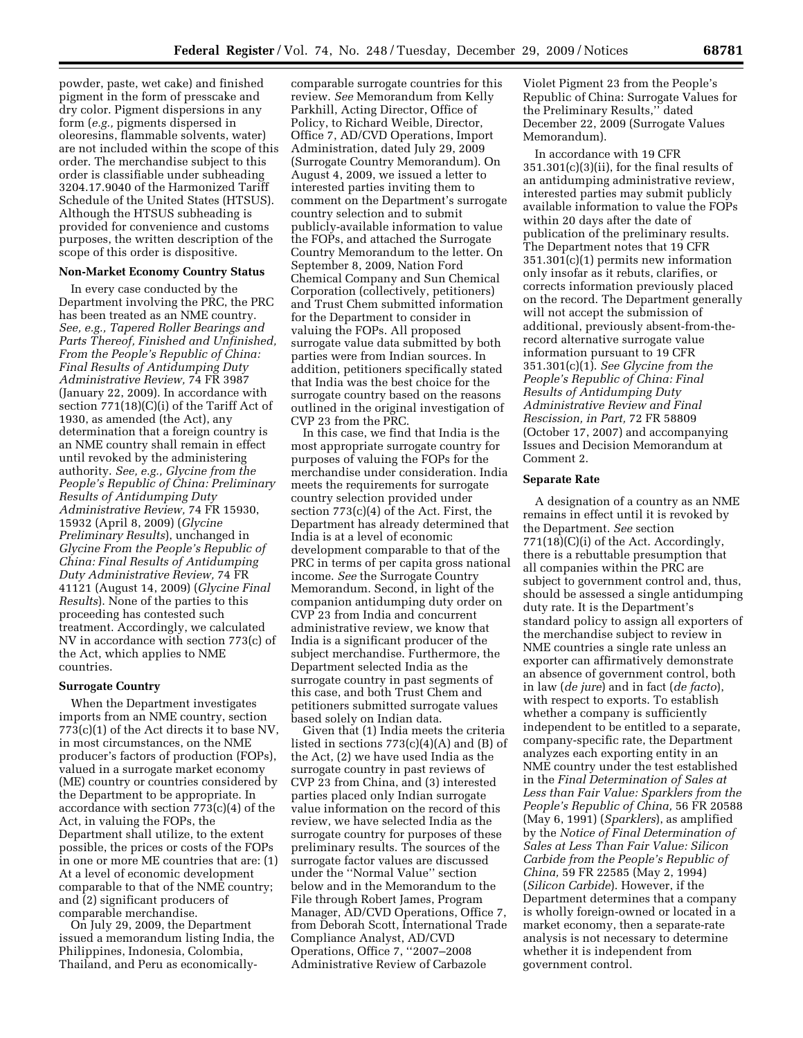powder, paste, wet cake) and finished pigment in the form of presscake and dry color. Pigment dispersions in any form (*e.g.,* pigments dispersed in oleoresins, flammable solvents, water) are not included within the scope of this order. The merchandise subject to this order is classifiable under subheading 3204.17.9040 of the Harmonized Tariff Schedule of the United States (HTSUS). Although the HTSUS subheading is provided for convenience and customs purposes, the written description of the scope of this order is dispositive.

**Non-Market Economy Country Status**

In every case conducted by the Department involving the PRC, the PRC has been treated as an NME country. *See, e.g., Tapered Roller Bearings and Parts Thereof, Finished and Unfinished, From the People's Republic of China: Final Results of Antidumping Duty Administrative Review,* 74 FR 3987 (January 22, 2009). In accordance with section 771(18)(C)(i) of the Tariff Act of 1930, as amended (the Act), any determination that a foreign country is an NME country shall remain in effect until revoked by the administering authority. *See, e.g., Glycine from the People's Republic of China: Preliminary Results of Antidumping Duty Administrative Review,* 74 FR 15930, 15932 (April 8, 2009) (*Glycine Preliminary Results*), unchanged in *Glycine From the People's Republic of China: Final Results of Antidumping Duty Administrative Review,* 74 FR 41121 (August 14, 2009) (*Glycine Final Results*). None of the parties to this proceeding has contested such treatment. Accordingly, we calculated NV in accordance with section 773(c) of the Act, which applies to NME countries.

**Surrogate Country**

When the Department investigates imports from an NME country, section 773(c)(1) of the Act directs it to base NV, in most circumstances, on the NME producer's factors of production (FOPs), valued in a surrogate market economy (ME) country or countries considered by the Department to be appropriate. In accordance with section 773(c)(4) of the Act, in valuing the FOPs, the Department shall utilize, to the extent possible, the prices or costs of the FOPs in one or more ME countries that are: (1) At a level of economic development comparable to that of the NME country; and (2) significant producers of comparable merchandise.

On July 29, 2009, the Department issued a memorandum listing India, the Philippines, Indonesia, Colombia, Thailand, and Peru as economically-comparable surrogate countries for this review. *See* Memorandum from Kelly Parkhill, Acting Director, Office of Policy, to Richard Weible, Director, Office 7, AD/CVD Operations, Import Administration, dated July 29, 2009 (Surrogate Country Memorandum). On August 4, 2009, we issued a letter to interested parties inviting them to comment on the Department's surrogate country selection and to submit publicly-available information to value the FOPs, and attached the Surrogate Country Memorandum to the letter. On September 8, 2009, Nation Ford Chemical Company and Sun Chemical Corporation (collectively, petitioners) and Trust Chem submitted information for the Department to consider in valuing the FOPs. All proposed surrogate value data submitted by both parties were from Indian sources. In addition, petitioners specifically stated that India was the best choice for the surrogate country based on the reasons outlined in the original investigation of CVP 23 from the PRC.

In this case, we find that India is the most appropriate surrogate country for purposes of valuing the FOPs for the merchandise under consideration. India meets the requirements for surrogate country selection provided under section 773(c)(4) of the Act. First, the Department has already determined that India is at a level of economic development comparable to that of the PRC in terms of per capita gross national income. *See* the Surrogate Country Memorandum. Second, in light of the companion antidumping duty order on CVP 23 from India and concurrent administrative review, we know that India is a significant producer of the subject merchandise. Furthermore, the Department selected India as the surrogate country in past segments of this case, and both Trust Chem and petitioners submitted surrogate values based solely on Indian data.

Given that (1) India meets the criteria listed in sections 773(c)(4)(A) and (B) of the Act, (2) we have used India as the surrogate country in past reviews of CVP 23 from China, and (3) interested parties placed only Indian surrogate value information on the record of this review, we have selected India as the surrogate country for purposes of these preliminary results. The sources of the surrogate factor values are discussed under the ''Normal Value'' section below and in the Memorandum to the File through Robert James, Program Manager, AD/CVD Operations, Office 7, from Deborah Scott, International Trade Compliance Analyst, AD/CVD Operations, Office 7, ''2007–2008 Administrative Review of Carbazole Violet Pigment 23 from the People's Republic of China: Surrogate Values for the Preliminary Results,'' dated December 22, 2009 (Surrogate Values Memorandum).

In accordance with 19 CFR 351.301(c)(3)(ii), for the final results of an antidumping administrative review, interested parties may submit publicly available information to value the FOPs within 20 days after the date of publication of the preliminary results. The Department notes that 19 CFR 351.301(c)(1) permits new information only insofar as it rebuts, clarifies, or corrects information previously placed on the record. The Department generally will not accept the submission of additional, previously absent-from-the-record alternative surrogate value information pursuant to 19 CFR 351.301(c)(1). *See Glycine from the People's Republic of China: Final Results of Antidumping Duty Administrative Review and Final Rescission, in Part,* 72 FR 58809 (October 17, 2007) and accompanying Issues and Decision Memorandum at Comment 2.

**Separate Rate**

A designation of a country as an NME remains in effect until it is revoked by the Department. *See* section 771(18)(C)(i) of the Act. Accordingly, there is a rebuttable presumption that all companies within the PRC are subject to government control and, thus, should be assessed a single antidumping duty rate. It is the Department's standard policy to assign all exporters of the merchandise subject to review in NME countries a single rate unless an exporter can affirmatively demonstrate an absence of government control, both in law (*de jure*) and in fact (*de facto*), with respect to exports. To establish whether a company is sufficiently independent to be entitled to a separate, company-specific rate, the Department analyzes each exporting entity in an NME country under the test established in the *Final Determination of Sales at Less than Fair Value: Sparklers from the People's Republic of China,* 56 FR 20588 (May 6, 1991) (*Sparklers*), as amplified by the *Notice of Final Determination of Sales at Less Than Fair Value: Silicon Carbide from the People's Republic of China,* 59 FR 22585 (May 2, 1994) (*Silicon Carbide*). However, if the Department determines that a company is wholly foreign-owned or located in a market economy, then a separate-rate analysis is not necessary to determine whether it is independent from government control.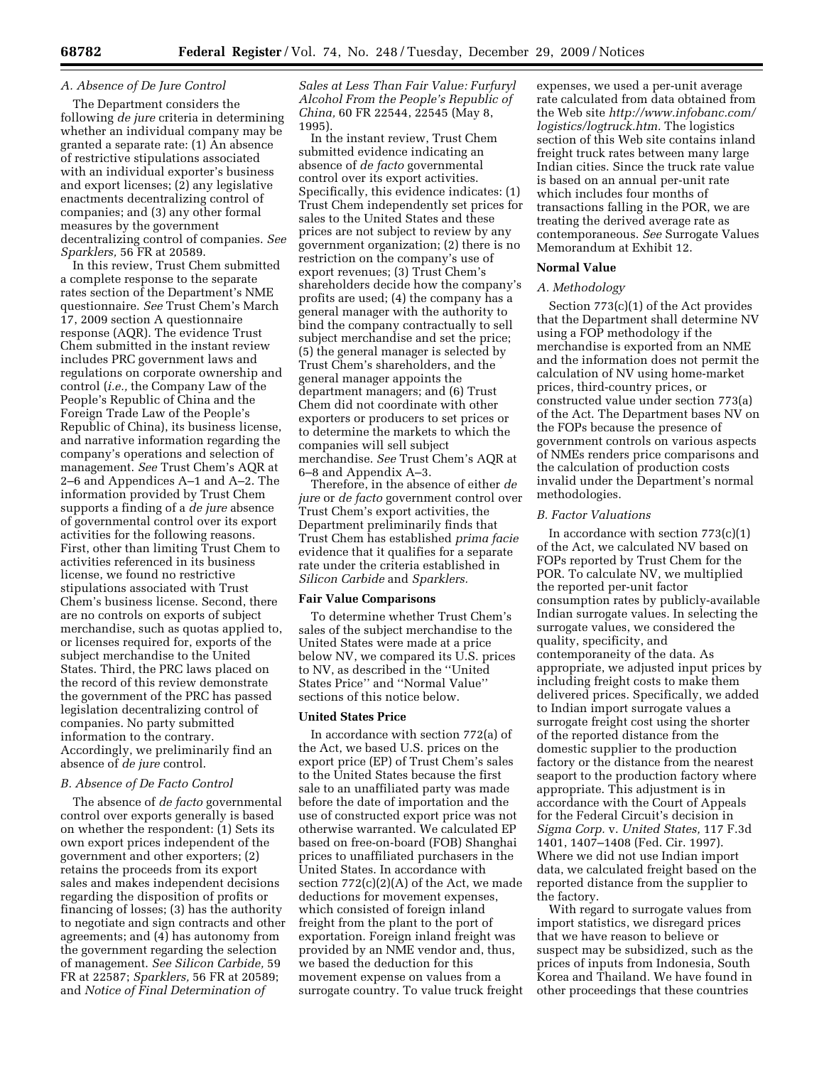### *A. Absence of De Jure Control*

The Department considers the following *de jure* criteria in determining whether an individual company may be granted a separate rate: (1) An absence of restrictive stipulations associated with an individual exporter's business and export licenses; (2) any legislative enactments decentralizing control of companies; and (3) any other formal measures by the government decentralizing control of companies. *See Sparklers,* 56 FR at 20589.

In this review, Trust Chem submitted a complete response to the separate rates section of the Department's NME questionnaire. *See* Trust Chem's March 17, 2009 section A questionnaire response (AQR). The evidence Trust Chem submitted in the instant review includes PRC government laws and regulations on corporate ownership and control (*i.e.,* the Company Law of the People's Republic of China and the Foreign Trade Law of the People's Republic of China), its business license, and narrative information regarding the company's operations and selection of management. *See* Trust Chem's AQR at 2–6 and Appendices A–1 and A–2. The information provided by Trust Chem supports a finding of a *de jure* absence of governmental control over its export activities for the following reasons. First, other than limiting Trust Chem to activities referenced in its business license, we found no restrictive stipulations associated with Trust Chem's business license. Second, there are no controls on exports of subject merchandise, such as quotas applied to, or licenses required for, exports of the subject merchandise to the United States. Third, the PRC laws placed on the record of this review demonstrate the government of the PRC has passed legislation decentralizing control of companies. No party submitted information to the contrary. Accordingly, we preliminarily find an absence of *de jure* control.

### *B. Absence of De Facto Control*

The absence of *de facto* governmental control over exports generally is based on whether the respondent: (1) Sets its own export prices independent of the government and other exporters; (2) retains the proceeds from its export sales and makes independent decisions regarding the disposition of profits or financing of losses; (3) has the authority to negotiate and sign contracts and other agreements; and (4) has autonomy from the government regarding the selection of management. *See Silicon Carbide,* 59 FR at 22587; *Sparklers,* 56 FR at 20589; and *Notice of Final Determination of Sales at Less Than Fair Value: Furfuryl Alcohol From the People's Republic of China,* 60 FR 22544, 22545 (May 8, 1995).

In the instant review, Trust Chem submitted evidence indicating an absence of *de facto* governmental control over its export activities. Specifically, this evidence indicates: (1) Trust Chem independently set prices for sales to the United States and these prices are not subject to review by any government organization; (2) there is no restriction on the company's use of export revenues; (3) Trust Chem's shareholders decide how the company's profits are used; (4) the company has a general manager with the authority to bind the company contractually to sell subject merchandise and set the price; (5) the general manager is selected by Trust Chem's shareholders, and the general manager appoints the department managers; and (6) Trust Chem did not coordinate with other exporters or producers to set prices or to determine the markets to which the companies will sell subject merchandise. *See* Trust Chem's AQR at 6–8 and Appendix A–3.

Therefore, in the absence of either *de jure* or *de facto* government control over Trust Chem's export activities, the Department preliminarily finds that Trust Chem has established *prima facie* evidence that it qualifies for a separate rate under the criteria established in *Silicon Carbide* and *Sparklers.*

## Fair Value Comparisons

To determine whether Trust Chem's sales of the subject merchandise to the United States were made at a price below NV, we compared its U.S. prices to NV, as described in the "United States Price" and "Normal Value" sections of this notice below.

## United States Price

In accordance with section 772(a) of the Act, we based U.S. prices on the export price (EP) of Trust Chem's sales to the United States because the first sale to an unaffiliated party was made before the date of importation and the use of constructed export price was not otherwise warranted. We calculated EP based on free-on-board (FOB) Shanghai prices to unaffiliated purchasers in the United States. In accordance with section 772(c)(2)(A) of the Act, we made deductions for movement expenses, which consisted of foreign inland freight from the plant to the port of exportation. Foreign inland freight was provided by an NME vendor and, thus, we based the deduction for this movement expense on values from a surrogate country. To value truck freight expenses, we used a per-unit average rate calculated from data obtained from the Web site *http://www.infobanc.com/logistics/logtruck.htm.* The logistics section of this Web site contains inland freight truck rates between many large Indian cities. Since the truck rate value is based on an annual per-unit rate which includes four months of transactions falling in the POR, we are treating the derived average rate as contemporaneous. *See* Surrogate Values Memorandum at Exhibit 12.

## Normal Value

### *A. Methodology*

Section 773(c)(1) of the Act provides that the Department shall determine NV using a FOP methodology if the merchandise is exported from an NME and the information does not permit the calculation of NV using home-market prices, third-country prices, or constructed value under section 773(a) of the Act. The Department bases NV on the FOPs because the presence of government controls on various aspects of NMEs renders price comparisons and the calculation of production costs invalid under the Department's normal methodologies.

### *B. Factor Valuations*

In accordance with section 773(c)(1) of the Act, we calculated NV based on FOPs reported by Trust Chem for the POR. To calculate NV, we multiplied the reported per-unit factor consumption rates by publicly-available Indian surrogate values. In selecting the surrogate values, we considered the quality, specificity, and contemporaneity of the data. As appropriate, we adjusted input prices by including freight costs to make them delivered prices. Specifically, we added to Indian import surrogate values a surrogate freight cost using the shorter of the reported distance from the domestic supplier to the production factory or the distance from the nearest seaport to the production factory where appropriate. This adjustment is in accordance with the Court of Appeals for the Federal Circuit's decision in *Sigma Corp.* v. *United States,* 117 F.3d 1401, 1407–1408 (Fed. Cir. 1997). Where we did not use Indian import data, we calculated freight based on the reported distance from the supplier to the factory.

With regard to surrogate values from import statistics, we disregard prices that we have reason to believe or suspect may be subsidized, such as the prices of inputs from Indonesia, South Korea and Thailand. We have found in other proceedings that these countries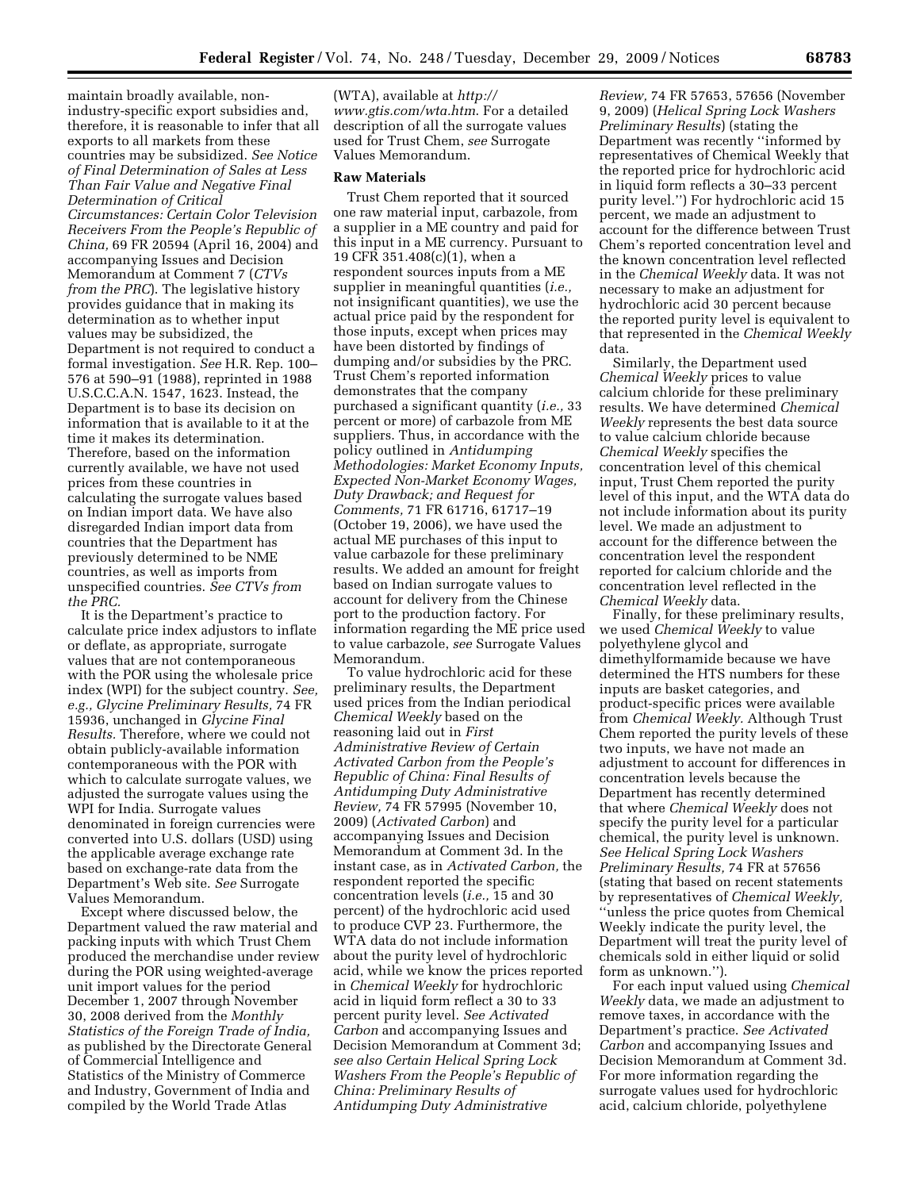maintain broadly available, non-industry-specific export subsidies and, therefore, it is reasonable to infer that all exports to all markets from these countries may be subsidized. *See Notice of Final Determination of Sales at Less Than Fair Value and Negative Final Determination of Critical Circumstances: Certain Color Television Receivers From the People's Republic of China,* 69 FR 20594 (April 16, 2004) and accompanying Issues and Decision Memorandum at Comment 7 (*CTVs from the PRC*). The legislative history provides guidance that in making its determination as to whether input values may be subsidized, the Department is not required to conduct a formal investigation. *See* H.R. Rep. 100–576 at 590–91 (1988), reprinted in 1988 U.S.C.C.A.N. 1547, 1623. Instead, the Department is to base its decision on information that is available to it at the time it makes its determination. Therefore, based on the information currently available, we have not used prices from these countries in calculating the surrogate values based on Indian import data. We have also disregarded Indian import data from countries that the Department has previously determined to be NME countries, as well as imports from unspecified countries. *See CTVs from the PRC.*

It is the Department's practice to calculate price index adjustors to inflate or deflate, as appropriate, surrogate values that are not contemporaneous with the POR using the wholesale price index (WPI) for the subject country. *See, e.g., Glycine Preliminary Results,* 74 FR 15936, unchanged in *Glycine Final Results.* Therefore, where we could not obtain publicly-available information contemporaneous with the POR with which to calculate surrogate values, we adjusted the surrogate values using the WPI for India. Surrogate values denominated in foreign currencies were converted into U.S. dollars (USD) using the applicable average exchange rate based on exchange-rate data from the Department's Web site. *See* Surrogate Values Memorandum.

Except where discussed below, the Department valued the raw material and packing inputs with which Trust Chem produced the merchandise under review during the POR using weighted-average unit import values for the period December 1, 2007 through November 30, 2008 derived from the *Monthly Statistics of the Foreign Trade of India,* as published by the Directorate General of Commercial Intelligence and Statistics of the Ministry of Commerce and Industry, Government of India and compiled by the World Trade Atlas (WTA), available at *http://www.gtis.com/wta.htm.* For a detailed description of all the surrogate values used for Trust Chem, *see* Surrogate Values Memorandum.

**Raw Materials**

Trust Chem reported that it sourced one raw material input, carbazole, from a supplier in a ME country and paid for this input in a ME currency. Pursuant to 19 CFR 351.408(c)(1), when a respondent sources inputs from a ME supplier in meaningful quantities (*i.e.,* not insignificant quantities), we use the actual price paid by the respondent for those inputs, except when prices may have been distorted by findings of dumping and/or subsidies by the PRC. Trust Chem's reported information demonstrates that the company purchased a significant quantity (*i.e.,* 33 percent or more) of carbazole from ME suppliers. Thus, in accordance with the policy outlined in *Antidumping Methodologies: Market Economy Inputs, Expected Non-Market Economy Wages, Duty Drawback; and Request for Comments,* 71 FR 61716, 61717–19 (October 19, 2006), we have used the actual ME purchases of this input to value carbazole for these preliminary results. We added an amount for freight based on Indian surrogate values to account for delivery from the Chinese port to the production factory. For information regarding the ME price used to value carbazole, *see* Surrogate Values Memorandum.

To value hydrochloric acid for these preliminary results, the Department used prices from the Indian periodical *Chemical Weekly* based on the reasoning laid out in *First Administrative Review of Certain Activated Carbon from the People's Republic of China: Final Results of Antidumping Duty Administrative Review,* 74 FR 57995 (November 10, 2009) (*Activated Carbon*) and accompanying Issues and Decision Memorandum at Comment 3d. In the instant case, as in *Activated Carbon,* the respondent reported the specific concentration levels (*i.e.,* 15 and 30 percent) of the hydrochloric acid used to produce CVP 23. Furthermore, the WTA data do not include information about the purity level of hydrochloric acid, while we know the prices reported in *Chemical Weekly* for hydrochloric acid in liquid form reflect a 30 to 33 percent purity level. *See Activated Carbon* and accompanying Issues and Decision Memorandum at Comment 3d; *see also Certain Helical Spring Lock Washers From the People's Republic of China: Preliminary Results of Antidumping Duty Administrative Review,* 74 FR 57653, 57656 (November 9, 2009) (*Helical Spring Lock Washers Preliminary Results*) (stating the Department was recently "informed by representatives of Chemical Weekly that the reported price for hydrochloric acid in liquid form reflects a 30–33 percent purity level.") For hydrochloric acid 15 percent, we made an adjustment to account for the difference between Trust Chem's reported concentration level and the known concentration level reflected in the *Chemical Weekly* data. It was not necessary to make an adjustment for hydrochloric acid 30 percent because the reported purity level is equivalent to that represented in the *Chemical Weekly* data.

Similarly, the Department used *Chemical Weekly* prices to value calcium chloride for these preliminary results. We have determined *Chemical Weekly* represents the best data source to value calcium chloride because *Chemical Weekly* specifies the concentration level of this chemical input, Trust Chem reported the purity level of this input, and the WTA data do not include information about its purity level. We made an adjustment to account for the difference between the concentration level the respondent reported for calcium chloride and the concentration level reflected in the *Chemical Weekly* data.

Finally, for these preliminary results, we used *Chemical Weekly* to value polyethylene glycol and dimethylformamide because we have determined the HTS numbers for these inputs are basket categories, and product-specific prices were available from *Chemical Weekly.* Although Trust Chem reported the purity levels of these two inputs, we have not made an adjustment to account for differences in concentration levels because the Department has recently determined that where *Chemical Weekly* does not specify the purity level for a particular chemical, the purity level is unknown. *See Helical Spring Lock Washers Preliminary Results,* 74 FR at 57656 (stating that based on recent statements by representatives of *Chemical Weekly,* "unless the price quotes from Chemical Weekly indicate the purity level, the Department will treat the purity level of chemicals sold in either liquid or solid form as unknown.").

For each input valued using *Chemical Weekly* data, we made an adjustment to remove taxes, in accordance with the Department's practice. *See Activated Carbon* and accompanying Issues and Decision Memorandum at Comment 3d. For more information regarding the surrogate values used for hydrochloric acid, calcium chloride, polyethylene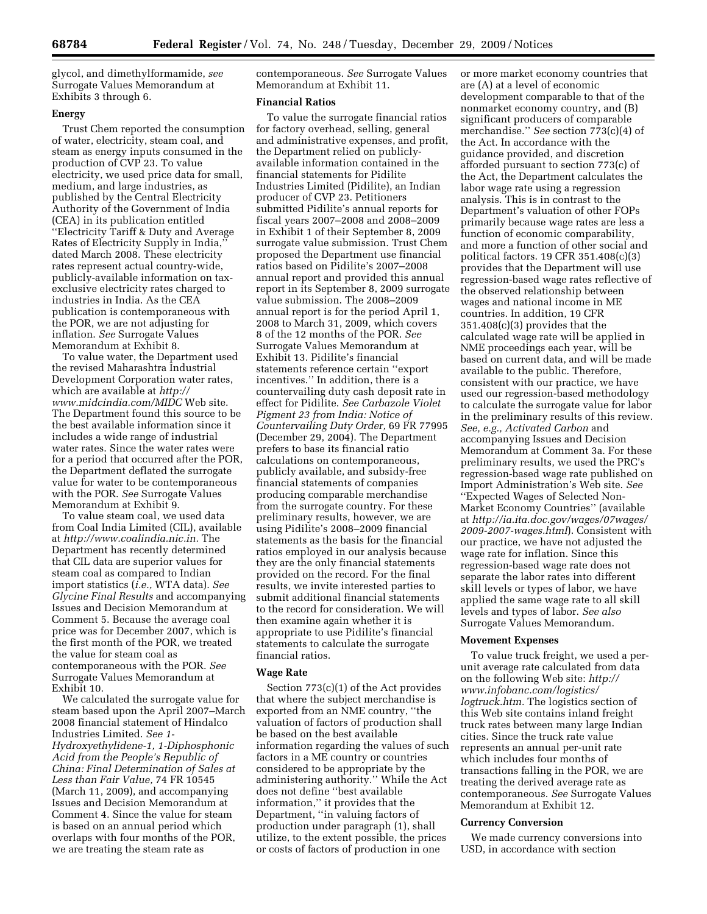glycol, and dimethylformamide, *see* Surrogate Values Memorandum at Exhibits 3 through 6.

### Energy

Trust Chem reported the consumption of water, electricity, steam coal, and steam as energy inputs consumed in the production of CVP 23. To value electricity, we used price data for small, medium, and large industries, as published by the Central Electricity Authority of the Government of India (CEA) in its publication entitled ''Electricity Tariff & Duty and Average Rates of Electricity Supply in India,'' dated March 2008. These electricity rates represent actual country-wide, publicly-available information on tax-exclusive electricity rates charged to industries in India. As the CEA publication is contemporaneous with the POR, we are not adjusting for inflation. *See* Surrogate Values Memorandum at Exhibit 8.

To value water, the Department used the revised Maharashtra Industrial Development Corporation water rates, which are available at *http://www.midcindia.com/MIDC* Web site. The Department found this source to be the best available information since it includes a wide range of industrial water rates. Since the water rates were for a period that occurred after the POR, the Department deflated the surrogate value for water to be contemporaneous with the POR. *See* Surrogate Values Memorandum at Exhibit 9.

To value steam coal, we used data from Coal India Limited (CIL), available at *http://www.coalindia.nic.in.* The Department has recently determined that CIL data are superior values for steam coal as compared to Indian import statistics (*i.e.,* WTA data). *See Glycine Final Results* and accompanying Issues and Decision Memorandum at Comment 5. Because the average coal price was for December 2007, which is the first month of the POR, we treated the value for steam coal as contemporaneous with the POR. *See* Surrogate Values Memorandum at Exhibit 10.

We calculated the surrogate value for steam based upon the April 2007–March 2008 financial statement of Hindalco Industries Limited. *See 1-Hydroxyethylidene-1, 1-Diphosphonic Acid from the People's Republic of China: Final Determination of Sales at Less than Fair Value,* 74 FR 10545 (March 11, 2009), and accompanying Issues and Decision Memorandum at Comment 4. Since the value for steam is based on an annual period which overlaps with four months of the POR, we are treating the steam rate as contemporaneous. *See* Surrogate Values Memorandum at Exhibit 11.

### Financial Ratios

To value the surrogate financial ratios for factory overhead, selling, general and administrative expenses, and profit, the Department relied on publicly-available information contained in the financial statements for Pidilite Industries Limited (Pidilite), an Indian producer of CVP 23. Petitioners submitted Pidilite's annual reports for fiscal years 2007–2008 and 2008–2009 in Exhibit 1 of their September 8, 2009 surrogate value submission. Trust Chem proposed the Department use financial ratios based on Pidilite's 2007–2008 annual report and provided this annual report in its September 8, 2009 surrogate value submission. The 2008–2009 annual report is for the period April 1, 2008 to March 31, 2009, which covers 8 of the 12 months of the POR. *See* Surrogate Values Memorandum at Exhibit 13. Pidilite's financial statements reference certain ''export incentives.'' In addition, there is a countervailing duty cash deposit rate in effect for Pidilite. *See Carbazole Violet Pigment 23 from India: Notice of Countervailing Duty Order,* 69 FR 77995 (December 29, 2004). The Department prefers to base its financial ratio calculations on contemporaneous, publicly available, and subsidy-free financial statements of companies producing comparable merchandise from the surrogate country. For these preliminary results, however, we are using Pidilite's 2008–2009 financial statements as the basis for the financial ratios employed in our analysis because they are the only financial statements provided on the record. For the final results, we invite interested parties to submit additional financial statements to the record for consideration. We will then examine again whether it is appropriate to use Pidilite's financial statements to calculate the surrogate financial ratios.

### Wage Rate

Section 773(c)(1) of the Act provides that where the subject merchandise is exported from an NME country, ''the valuation of factors of production shall be based on the best available information regarding the values of such factors in a ME country or countries considered to be appropriate by the administering authority.'' While the Act does not define ''best available information,'' it provides that the Department, ''in valuing factors of production under paragraph (1), shall utilize, to the extent possible, the prices or costs of factors of production in one or more market economy countries that are (A) at a level of economic development comparable to that of the nonmarket economy country, and (B) significant producers of comparable merchandise.'' *See* section 773(c)(4) of the Act. In accordance with the guidance provided, and discretion afforded pursuant to section 773(c) of the Act, the Department calculates the labor wage rate using a regression analysis. This is in contrast to the Department's valuation of other FOPs primarily because wage rates are less a function of economic comparability, and more a function of other social and political factors. 19 CFR 351.408(c)(3) provides that the Department will use regression-based wage rates reflective of the observed relationship between wages and national income in ME countries. In addition, 19 CFR 351.408(c)(3) provides that the calculated wage rate will be applied in NME proceedings each year, will be based on current data, and will be made available to the public. Therefore, consistent with our practice, we have used our regression-based methodology to calculate the surrogate value for labor in the preliminary results of this review. *See, e.g., Activated Carbon* and accompanying Issues and Decision Memorandum at Comment 3a. For these preliminary results, we used the PRC's regression-based wage rate published on Import Administration's Web site. *See* ''Expected Wages of Selected Non-Market Economy Countries'' (available at *http://ia.ita.doc.gov/wages/07wages/2009-2007-wages.html*). Consistent with our practice, we have not adjusted the wage rate for inflation. Since this regression-based wage rate does not separate the labor rates into different skill levels or types of labor, we have applied the same wage rate to all skill levels and types of labor. *See also* Surrogate Values Memorandum.

### Movement Expenses

To value truck freight, we used a per-unit average rate calculated from data on the following Web site: *http://www.infobanc.com/logistics/logtruck.htm.* The logistics section of this Web site contains inland freight truck rates between many large Indian cities. Since the truck rate value represents an annual per-unit rate which includes four months of transactions falling in the POR, we are treating the derived average rate as contemporaneous. *See* Surrogate Values Memorandum at Exhibit 12.

### Currency Conversion

We made currency conversions into USD, in accordance with section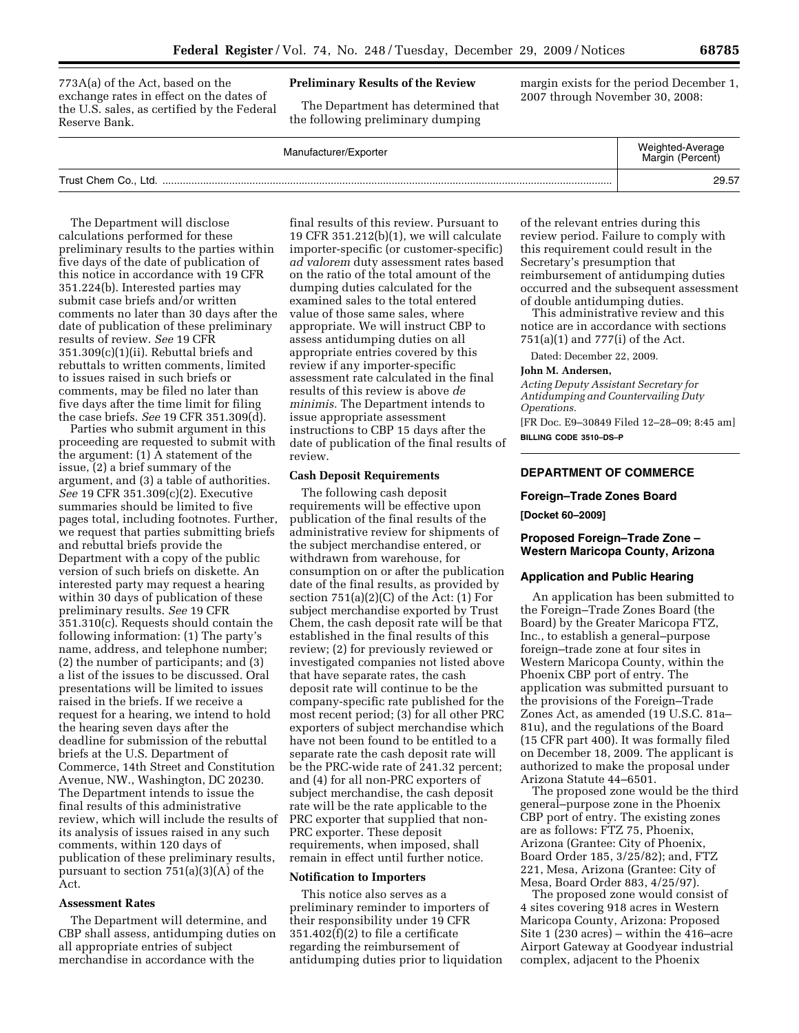773A(a) of the Act, based on the exchange rates in effect on the dates of the U.S. sales, as certified by the Federal Reserve Bank.

**Preliminary Results of the Review**

The Department has determined that the following preliminary dumping margin exists for the period December 1, 2007 through November 30, 2008:

| Manufacturer/Exporter | Weighted-Average Margin (Percent) |
| --- | --- |
| Trust Chem Co., Ltd. | 29.57 |

The Department will disclose calculations performed for these preliminary results to the parties within five days of the date of publication of this notice in accordance with 19 CFR 351.224(b). Interested parties may submit case briefs and/or written comments no later than 30 days after the date of publication of these preliminary results of review. *See* 19 CFR 351.309(c)(1)(ii). Rebuttal briefs and rebuttals to written comments, limited to issues raised in such briefs or comments, may be filed no later than five days after the time limit for filing the case briefs. *See* 19 CFR 351.309(d).

Parties who submit argument in this proceeding are requested to submit with the argument: (1) A statement of the issue, (2) a brief summary of the argument, and (3) a table of authorities. *See* 19 CFR 351.309(c)(2). Executive summaries should be limited to five pages total, including footnotes. Further, we request that parties submitting briefs and rebuttal briefs provide the Department with a copy of the public version of such briefs on diskette. An interested party may request a hearing within 30 days of publication of these preliminary results. *See* 19 CFR 351.310(c). Requests should contain the following information: (1) The party's name, address, and telephone number; (2) the number of participants; and (3) a list of the issues to be discussed. Oral presentations will be limited to issues raised in the briefs. If we receive a request for a hearing, we intend to hold the hearing seven days after the deadline for submission of the rebuttal briefs at the U.S. Department of Commerce, 14th Street and Constitution Avenue, NW., Washington, DC 20230. The Department intends to issue the final results of this administrative review, which will include the results of its analysis of issues raised in any such comments, within 120 days of publication of these preliminary results, pursuant to section 751(a)(3)(A) of the Act.

**Assessment Rates**

The Department will determine, and CBP shall assess, antidumping duties on all appropriate entries of subject merchandise in accordance with the final results of this review. Pursuant to 19 CFR 351.212(b)(1), we will calculate importer-specific (or customer-specific) *ad valorem* duty assessment rates based on the ratio of the total amount of the dumping duties calculated for the examined sales to the total entered value of those same sales, where appropriate. We will instruct CBP to assess antidumping duties on all appropriate entries covered by this review if any importer-specific assessment rate calculated in the final results of this review is above *de minimis.* The Department intends to issue appropriate assessment instructions to CBP 15 days after the date of publication of the final results of review.

**Cash Deposit Requirements**

The following cash deposit requirements will be effective upon publication of the final results of the administrative review for shipments of the subject merchandise entered, or withdrawn from warehouse, for consumption on or after the publication date of the final results, as provided by section 751(a)(2)(C) of the Act: (1) For subject merchandise exported by Trust Chem, the cash deposit rate will be that established in the final results of this review; (2) for previously reviewed or investigated companies not listed above that have separate rates, the cash deposit rate will continue to be the company-specific rate published for the most recent period; (3) for all other PRC exporters of subject merchandise which have not been found to be entitled to a separate rate the cash deposit rate will be the PRC-wide rate of 241.32 percent; and (4) for all non-PRC exporters of subject merchandise, the cash deposit rate will be the rate applicable to the PRC exporter that supplied that non-PRC exporter. These deposit requirements, when imposed, shall remain in effect until further notice.

**Notification to Importers**

This notice also serves as a preliminary reminder to importers of their responsibility under 19 CFR 351.402(f)(2) to file a certificate regarding the reimbursement of antidumping duties prior to liquidation of the relevant entries during this review period. Failure to comply with this requirement could result in the Secretary's presumption that reimbursement of antidumping duties occurred and the subsequent assessment of double antidumping duties.

This administrative review and this notice are in accordance with sections 751(a)(1) and 777(i) of the Act.

Dated: December 22, 2009.

**John M. Andersen,**

*Acting Deputy Assistant Secretary for Antidumping and Countervailing Duty Operations.*

[FR Doc. E9–30849 Filed 12–28–09; 8:45 am]

**BILLING CODE 3510–DS–P**

## DEPARTMENT OF COMMERCE

### Foreign–Trade Zones Board

**[Docket 60–2009]**

### Proposed Foreign–Trade Zone – Western Maricopa County, Arizona

**Application and Public Hearing**

An application has been submitted to the Foreign–Trade Zones Board (the Board) by the Greater Maricopa FTZ, Inc., to establish a general–purpose foreign–trade zone at four sites in Western Maricopa County, within the Phoenix CBP port of entry. The application was submitted pursuant to the provisions of the Foreign–Trade Zones Act, as amended (19 U.S.C. 81a–81u), and the regulations of the Board (15 CFR part 400). It was formally filed on December 18, 2009. The applicant is authorized to make the proposal under Arizona Statute 44–6501.

The proposed zone would be the third general–purpose zone in the Phoenix CBP port of entry. The existing zones are as follows: FTZ 75, Phoenix, Arizona (Grantee: City of Phoenix, Board Order 185, 3/25/82); and, FTZ 221, Mesa, Arizona (Grantee: City of Mesa, Board Order 883, 4/25/97).

The proposed zone would consist of 4 sites covering 918 acres in Western Maricopa County, Arizona: Proposed Site 1 (230 acres) – within the 416–acre Airport Gateway at Goodyear industrial complex, adjacent to the Phoenix